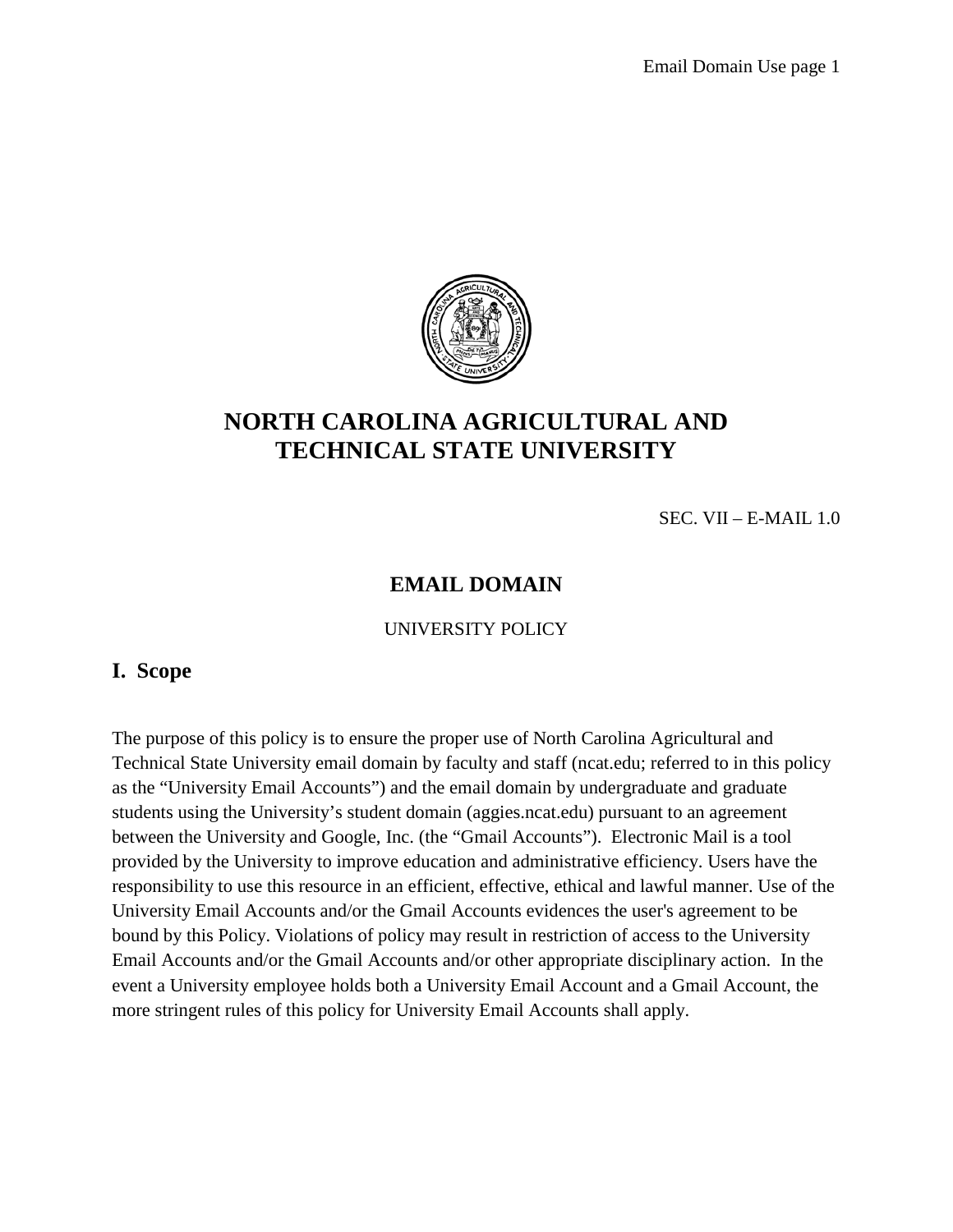# NORTH CAROLINA AGRICULTURAL AND TECHNICAL STATE UNIVERSITY

SEC. VII – E-MAIL 1.0

## EMAIL DOMAIN

UNIVERSITY POLICY

## I. Scope

The purpose of this policy is to ensure the proper use of North Carolina Agricultural and Technical State University email domain by faculty and staff (ncat.edu; referred to in this policy as the "University Email Accounts") and the email domain by undergraduate and graduate students using the University's student domain (aggies.ncat.edu) pursuant to an agreement between the University and Google, Inc. (the "Gmail Accounts"). Electronic Mail is a tool provided by the University to improve education and administrative efficiency. Users have the responsibility to use this resource in an efficient, effective, ethical and lawful manner. Use of the University Email Accounts and/or the Gmail Accounts evidences the user's agreement to be bound by this Policy. Violations of policy may result in restriction of access to the University Email Accounts and/or the Gmail Accounts and/or other appropriate disciplinary action. In the event a University employee holds both a University Email Account and a Gmail Account, the more stringent rules of this policy for University Email Accounts shall apply.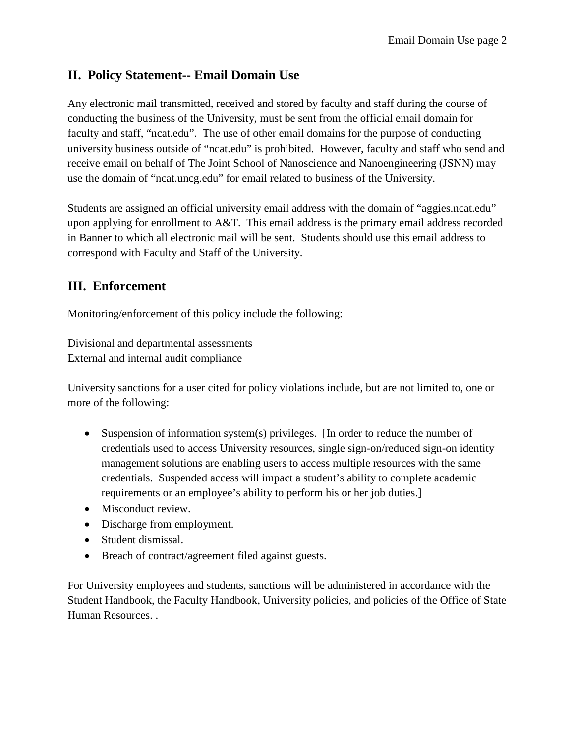## II. Policy Statement-- Email Domain Use

Any electronic mail transmitted, received and stored by faculty and staff during the course of conducting the business of the University, must be sent from the official email domain for faculty and staff, "ncat.edu". The use of other email domains for the purpose of conducting university business outside of "ncat.edu" is prohibited. However, faculty and staff who send and receive email on behalf of The Joint School of Nanoscience and Nanoengineering (JSNN) may use the domain of "ncat.uncg.edu" for email related to business of the University.

Students are assigned an official university email address with the domain of "aggies.ncat.edu" upon applying for enrollment to A&T. This email address is the primary email address recorded in Banner to which all electronic mail will be sent. Students should use this email address to correspond with Faculty and Staff of the University.

## III. Enforcement

Monitoring/enforcement of this policy include the following:

Divisional and departmental assessments
External and internal audit compliance

University sanctions for a user cited for policy violations include, but are not limited to, one or more of the following:

- Suspension of information system(s) privileges. [In order to reduce the number of credentials used to access University resources, single sign-on/reduced sign-on identity management solutions are enabling users to access multiple resources with the same credentials. Suspended access will impact a student's ability to complete academic requirements or an employee's ability to perform his or her job duties.]
- Misconduct review.
- Discharge from employment.
- Student dismissal.
- Breach of contract/agreement filed against guests.

For University employees and students, sanctions will be administered in accordance with the Student Handbook, the Faculty Handbook, University policies, and policies of the Office of State Human Resources. .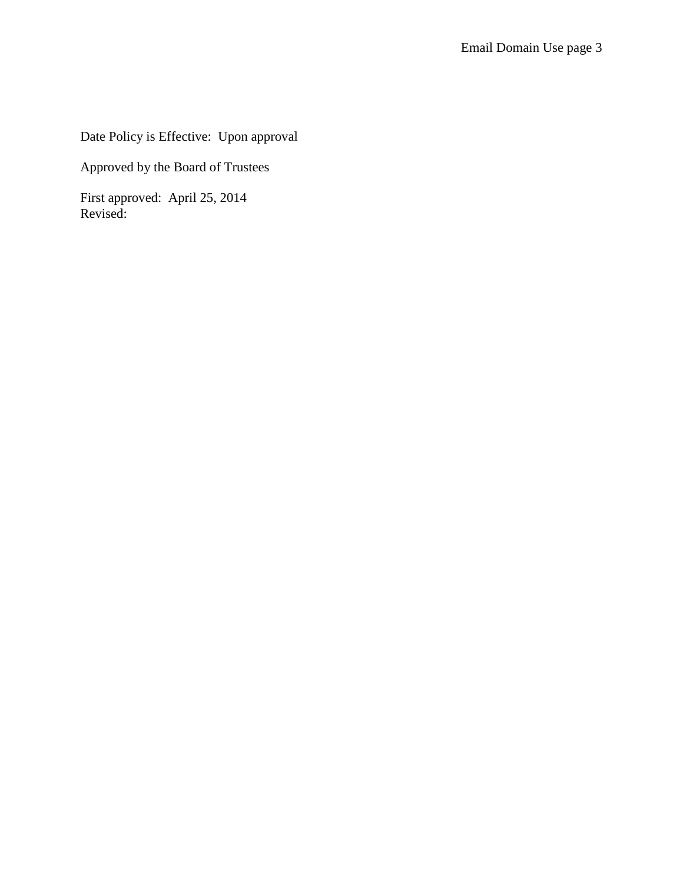Date Policy is Effective: Upon approval

Approved by the Board of Trustees

First approved: April 25, 2014
Revised: